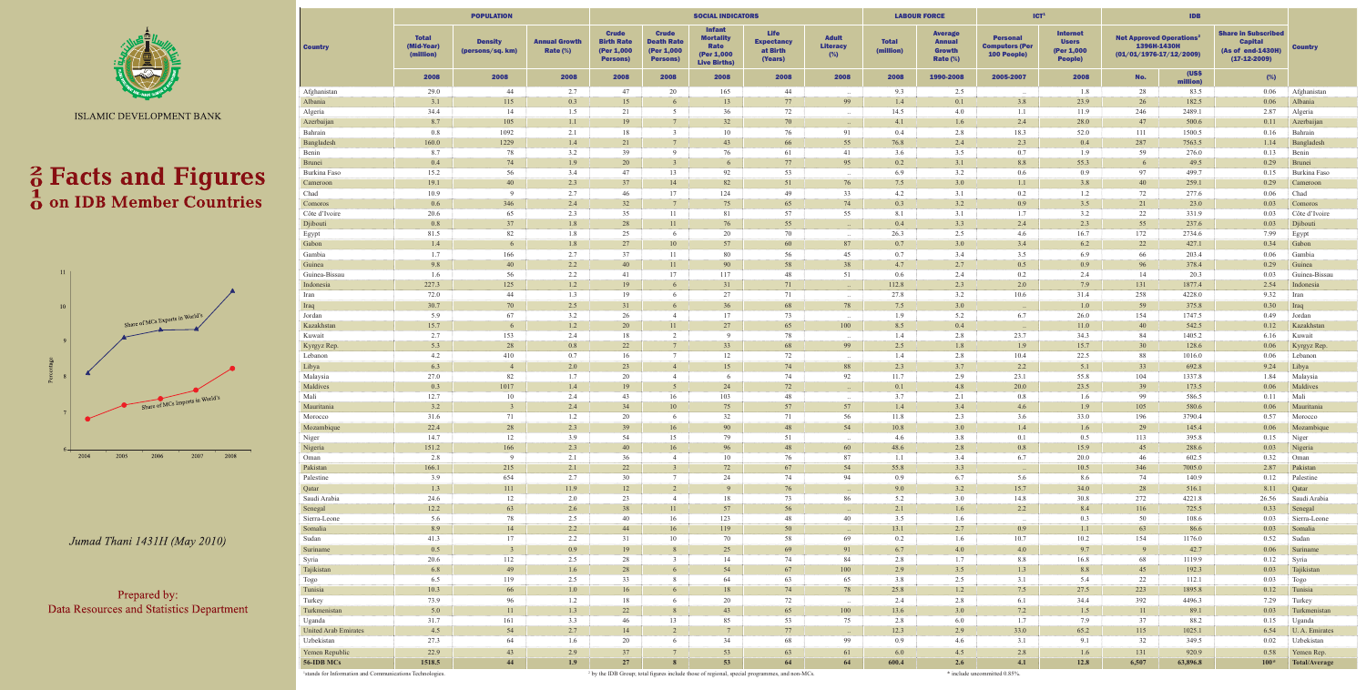ISLAMIC DEVELOPMENT BANK

# 2010 Facts and Figures on IDB Member Countries

Share of MCs Exports in World's

Share of MCs Imports in World's

*Jumad Thani 1431H (May 2010)*

Prepared by:
Data Resources and Statistics Department

| Country | POPULATION | | | SOCIAL INDICATORS | | | | | LABOUR FORCE | | ICT[1] | | IDB | | | Country |
|---|---|---|---|---|---|---|---|---|---|---|---|---|---|---|---|---|
| | Total (Mid-Year) (million) | Density (persons/sq. km) | Annual Growth Rate (%) | Crude Birth Rate (Per 1,000 Persons) | Crude Death Rate (Per 1,000 Persons) | Infant Mortality Rate (Per 1,000 Live Births) | Life Expectancy at Birth (Years) | Adult Literacy (%) | Total (million) | Average Annual Growth Rate (%) | Personal Computers (Per 100 People) | Internet Users (Per 1,000 People) | Not Approved Operations[2] 1396H-1430H (01/01/1976-17/12/2009) | | Share in Subscribed Capital (As of end-1430H) (17-12-2009) | |
| | 2008 | 2008 | 2008 | 2008 | 2008 | 2008 | 2008 | 2008 | 2008 | 1990-2008 | 2005-2007 | 2008 | No. | (US$ million) | (%) | |
| Afghanistan | 29.0 | 44 | 2.7 | 47 | 20 | 165 | 44 | .. | 9.3 | 2.5 | .. | 1.8 | 28 | 83.5 | 0.06 | Afghanistan |
| Albania | 3.1 | 115 | 0.3 | 15 | 6 | 13 | 77 | 99 | 1.4 | 0.1 | 3.8 | 23.9 | 26 | 182.5 | 0.06 | Albania |
| Algeria | 34.4 | 14 | 1.5 | 21 | 5 | 36 | 72 | .. | 14.5 | 4.0 | 1.1 | 11.9 | 246 | 2489.1 | 2.87 | Algeria |
| Azerbaijan | 8.7 | 105 | 1.1 | 19 | 7 | 32 | 70 | .. | 4.1 | 1.6 | 2.4 | 28.0 | 47 | 500.6 | 0.11 | Azerbaijan |
| Bahrain | 0.8 | 1092 | 2.1 | 18 | 3 | 10 | 76 | 91 | 0.4 | 2.8 | 18.3 | 52.0 | 111 | 1500.5 | 0.16 | Bahrain |
| Bangladesh | 160.0 | 1229 | 1.4 | 21 | 7 | 43 | 66 | 55 | 76.8 | 2.4 | 2.3 | 0.4 | 287 | 7563.5 | 1.14 | Bangladesh |
| Benin | 8.7 | 78 | 3.2 | 39 | 9 | 76 | 61 | 41 | 3.6 | 3.5 | 0.7 | 1.9 | 59 | 276.0 | 0.13 | Benin |
| Brunei | 0.4 | 74 | 1.9 | 20 | 3 | 6 | 77 | 95 | 0.2 | 3.1 | 8.8 | 55.3 | 6 | 49.5 | 0.29 | Brunei |
| Burkina Faso | 15.2 | 56 | 3.4 | 47 | 13 | 92 | 53 | .. | 6.9 | 3.2 | 0.6 | 0.9 | 97 | 499.7 | 0.15 | Burkina Faso |
| Cameroon | 19.1 | 40 | 2.3 | 37 | 14 | 82 | 51 | 76 | 7.5 | 3.0 | 1.1 | 3.8 | 40 | 259.1 | 0.29 | Cameroon |
| Chad | 10.9 | 9 | 2.7 | 46 | 17 | 124 | 49 | 33 | 4.2 | 3.1 | 0.2 | 1.2 | 72 | 277.6 | 0.06 | Chad |
| Comoros | 0.6 | 346 | 2.4 | 32 | 7 | 75 | 65 | 74 | 0.3 | 3.2 | 0.9 | 3.5 | 21 | 23.0 | 0.03 | Comoros |
| Côte d'Ivoire | 20.6 | 65 | 2.3 | 35 | 11 | 81 | 57 | 55 | 8.1 | 3.1 | 1.7 | 3.2 | 22 | 331.9 | 0.03 | Côte d'Ivoire |
| Djibouti | 0.8 | 37 | 1.8 | 28 | 11 | 76 | 55 | .. | 0.4 | 3.3 | 2.4 | 2.3 | 55 | 237.6 | 0.03 | Djibouti |
| Egypt | 81.5 | 82 | 1.8 | 25 | 6 | 20 | 70 | .. | 26.3 | 2.5 | 4.6 | 16.7 | 172 | 2734.6 | 7.99 | Egypt |
| Gabon | 1.4 | 6 | 1.8 | 27 | 10 | 57 | 60 | 87 | 0.7 | 3.0 | 3.4 | 6.2 | 22 | 427.1 | 0.34 | Gabon |
| Gambia | 1.7 | 166 | 2.7 | 37 | 11 | 80 | 56 | 45 | 0.7 | 3.4 | 3.5 | 6.9 | 66 | 203.4 | 0.06 | Gambia |
| Guinea | 9.8 | 40 | 2.2 | 40 | 11 | 90 | 58 | 38 | 4.7 | 2.7 | 0.5 | 0.9 | 96 | 378.4 | 0.29 | Guinea |
| Guinea-Bissau | 1.6 | 56 | 2.2 | 41 | 17 | 117 | 48 | 51 | 0.6 | 2.4 | 0.2 | 2.4 | 14 | 20.3 | 0.03 | Guinea-Bissau |
| Indonesia | 227.3 | 125 | 1.2 | 19 | 6 | 31 | 71 | .. | 112.8 | 2.3 | 2.0 | 7.9 | 131 | 1877.4 | 2.54 | Indonesia |
| Iran | 72.0 | 44 | 1.3 | 19 | 6 | 27 | 71 | .. | 27.8 | 3.2 | 10.6 | 31.4 | 258 | 4228.0 | 9.32 | Iran |
| Iraq | 30.7 | 70 | 2.5 | 31 | 6 | 36 | 68 | 78 | 7.5 | 3.0 | .. | 1.0 | 59 | 375.8 | 0.30 | Iraq |
| Jordan | 5.9 | 67 | 3.2 | 26 | 4 | 17 | 73 | .. | 1.9 | 5.2 | 6.7 | 26.0 | 154 | 1747.5 | 0.49 | Jordan |
| Kazakhstan | 15.7 | 6 | 1.2 | 20 | 11 | 27 | 65 | 100 | 8.5 | 0.4 | .. | 11.0 | 40 | 542.5 | 0.12 | Kazakhstan |
| Kuwait | 2.7 | 153 | 2.4 | 18 | 2 | 9 | 78 | .. | 1.4 | 2.8 | 23.7 | 34.3 | 84 | 1405.2 | 6.16 | Kuwait |
| Kyrgyz Rep. | 5.3 | 28 | 0.8 | 22 | 7 | 33 | 68 | 99 | 2.5 | 1.8 | 1.9 | 15.7 | 30 | 128.6 | 0.06 | Kyrgyz Rep. |
| Lebanon | 4.2 | 410 | 0.7 | 16 | 7 | 12 | 72 | .. | 1.4 | 2.8 | 10.4 | 22.5 | 88 | 1016.0 | 0.06 | Lebanon |
| Libya | 6.3 | 4 | 2.0 | 23 | 4 | 15 | 74 | 88 | 2.3 | 3.7 | 2.2 | 5.1 | 33 | 692.8 | 9.24 | Libya |
| Malaysia | 27.0 | 82 | 1.7 | 20 | 4 | 6 | 74 | 92 | 11.7 | 2.9 | 23.1 | 55.8 | 104 | 1337.8 | 1.84 | Malaysia |
| Maldives | 0.3 | 1017 | 1.4 | 19 | 5 | 24 | 72 | .. | 0.1 | 4.8 | 20.0 | 23.5 | 39 | 173.5 | 0.06 | Maldives |
| Mali | 12.7 | 10 | 2.4 | 43 | 16 | 103 | 48 | .. | 3.7 | 2.1 | 0.8 | 1.6 | 99 | 586.5 | 0.11 | Mali |
| Mauritania | 3.2 | 3 | 2.4 | 34 | 10 | 75 | 57 | 57 | 1.4 | 3.4 | 4.6 | 1.9 | 105 | 580.6 | 0.06 | Mauritania |
| Morocco | 31.6 | 71 | 1.2 | 20 | 6 | 32 | 71 | 56 | 11.8 | 2.3 | 3.6 | 33.0 | 196 | 3790.4 | 0.57 | Morocco |
| Mozambique | 22.4 | 28 | 2.3 | 39 | 16 | 90 | 48 | 54 | 10.8 | 3.0 | 1.4 | 1.6 | 29 | 145.4 | 0.06 | Mozambique |
| Niger | 14.7 | 12 | 3.9 | 54 | 15 | 79 | 51 | .. | 4.6 | 3.8 | 0.1 | 0.5 | 113 | 395.8 | 0.15 | Niger |
| Nigeria | 151.2 | 166 | 2.3 | 40 | 16 | 96 | 48 | 60 | 48.6 | 2.8 | 0.8 | 15.9 | 45 | 288.6 | 0.03 | Nigeria |
| Oman | 2.8 | 9 | 2.1 | 36 | 4 | 10 | 76 | 87 | 1.1 | 3.4 | 6.7 | 20.0 | 46 | 602.5 | 0.32 | Oman |
| Pakistan | 166.1 | 215 | 2.1 | 22 | 3 | 72 | 67 | 54 | 55.8 | 3.3 | .. | 10.5 | 346 | 7005.0 | 2.87 | Pakistan |
| Palestine | 3.9 | 654 | 2.7 | 30 | 7 | 24 | 74 | 94 | 0.9 | 6.7 | 5.6 | 8.6 | 74 | 140.9 | 0.12 | Palestine |
| Qatar | 1.3 | 111 | 11.9 | 12 | 2 | 9 | 76 | .. | 9.0 | 3.2 | 15.7 | 34.0 | 28 | 516.1 | 8.11 | Qatar |
| Saudi Arabia | 24.6 | 12 | 2.0 | 23 | 4 | 18 | 73 | 86 | 5.2 | 3.0 | 14.8 | 30.8 | 272 | 4221.8 | 26.56 | Saudi Arabia |
| Senegal | 12.2 | 63 | 2.6 | 38 | 11 | 57 | 56 | .. | 2.1 | 1.6 | 2.2 | 8.4 | 116 | 725.5 | 0.33 | Senegal |
| Sierra-Leone | 5.6 | 78 | 2.5 | 40 | 16 | 123 | 48 | 40 | 3.5 | 1.6 | .. | 0.3 | 50 | 108.6 | 0.03 | Sierra-Leone |
| Somalia | 8.9 | 14 | 2.2 | 44 | 16 | 119 | 50 | .. | 13.1 | 2.7 | 0.9 | 1.1 | 63 | 86.6 | 0.03 | Somalia |
| Sudan | 41.3 | 17 | 2.2 | 31 | 10 | 70 | 58 | 69 | 0.2 | 1.6 | 10.7 | 10.2 | 154 | 1176.0 | 0.52 | Sudan |
| Suriname | 0.5 | 3 | 0.9 | 19 | 8 | 25 | 69 | 91 | 6.7 | 4.0 | 4.0 | 9.7 | 9 | 42.7 | 0.06 | Suriname |
| Syria | 20.6 | 112 | 2.5 | 28 | 3 | 14 | 74 | 84 | 2.8 | 1.7 | 8.8 | 16.8 | 68 | 1119.9 | 0.12 | Syria |
| Tajikistan | 6.8 | 49 | 1.6 | 28 | 6 | 54 | 67 | 100 | 2.9 | 3.5 | 1.3 | 8.8 | 45 | 192.3 | 0.03 | Tajikistan |
| Togo | 6.5 | 119 | 2.5 | 33 | 8 | 64 | 63 | 65 | 3.8 | 2.5 | 3.1 | 5.4 | 22 | 112.1 | 0.03 | Togo |
| Tunisia | 10.3 | 66 | 1.0 | 16 | 6 | 18 | 74 | 78 | 25.8 | 1.2 | 7.5 | 27.5 | 223 | 1895.8 | 0.12 | Tunisia |
| Turkey | 73.9 | 96 | 1.2 | 18 | 6 | 20 | 72 | .. | 2.4 | 2.8 | 6.1 | 34.4 | 392 | 4496.3 | 7.29 | Turkey |
| Turkmenistan | 5.0 | 11 | 1.3 | 22 | 8 | 43 | 65 | 100 | 13.6 | 3.0 | 7.2 | 1.5 | 11 | 89.1 | 0.03 | Turkmenistan |
| Uganda | 31.7 | 161 | 3.3 | 46 | 13 | 85 | 53 | 75 | 2.8 | 6.0 | 1.7 | 7.9 | 37 | 88.2 | 0.15 | Uganda |
| United Arab Emirates | 4.5 | 54 | 2.7 | 14 | 2 | 7 | 77 | .. | 12.3 | 2.9 | 33.0 | 65.2 | 115 | 1025.1 | 6.54 | U. A. Emirates |
| Uzbekistan | 27.3 | 64 | 1.6 | 20 | 6 | 34 | 68 | 99 | 0.9 | 4.6 | 3.1 | 9.1 | 32 | 349.5 | 0.02 | Uzbekistan |
| Yemen Republic | 22.9 | 43 | 2.9 | 37 | 7 | 53 | 63 | 61 | 6.0 | 4.5 | 2.8 | 1.6 | 131 | 920.9 | 0.58 | Yemen Rep. |
| 56-IDB MCs | 1518.5 | 44 | 1.9 | 27 | 8 | 53 | 64 | 64 | 600.4 | 2.6 | 4.1 | 12.8 | 6,507 | 63,896.8 | 100* | Total/Average |

[1] stands for Information and Communications Technologies.

[2] by the IDB Group; total figures include those of regional, special programmes, and non-MCs.

\* include uncommitted 0.85%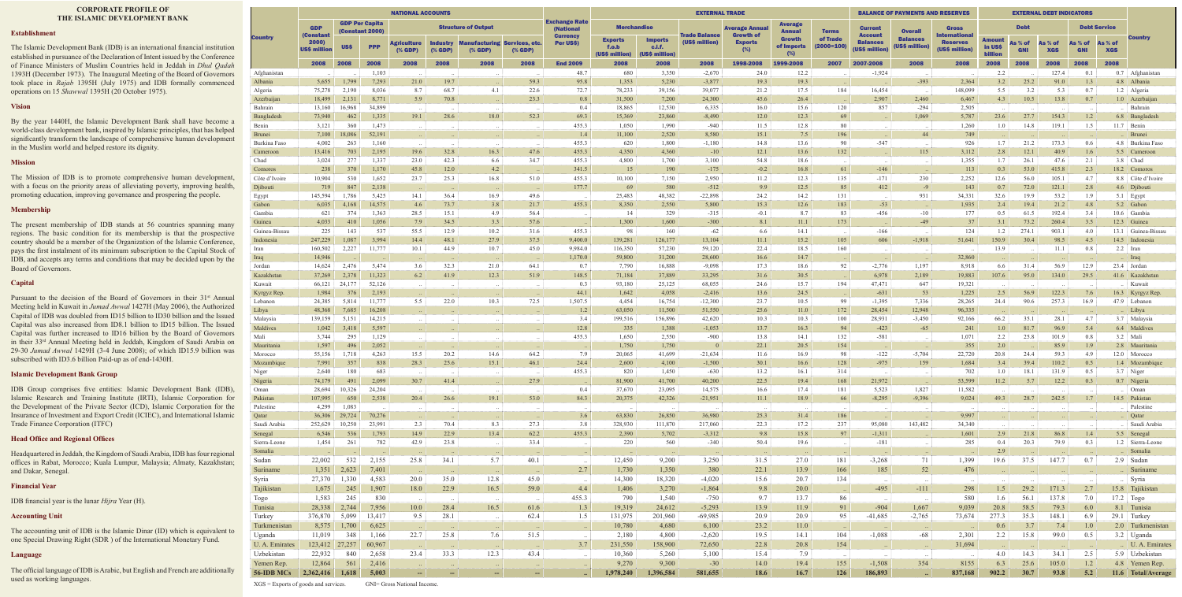## CORPORATE PROFILE OF THE ISLAMIC DEVELOPMENT BANK

### Establishment

The Islamic Development Bank (IDB) is an international financial institution established in pursuance of the Declaration of Intent issued by the Conference of Finance Ministers of Muslim Countries held in Jeddah in *Dhul Qadah* 1393H (December 1973). The Inaugural Meeting of the Board of Governors took place in *Rajab* 1395H (July 1975) and IDB formally commenced operations on 15 *Shawwal* 1395H (20 October 1975).

### Vision

By the year 1440H, the Islamic Development Bank shall have become a world-class development bank, inspired by Islamic principles, that has helped significantly transform the landscape of comprehensive human development in the Muslim world and helped restore its dignity.

### Mission

The Mission of IDB is to promote comprehensive human development, with a focus on the priority areas of alleviating poverty, improving health, promoting education, improving governance and prospering the people.

### Membership

The present membership of IDB stands at 56 countries spanning many regions. The basic condition for its membership is that the prospective country should be a member of the Organization of the Islamic Conference, pays the first instalment of its minimum subscription to the Capital Stock of IDB, and accepts any terms and conditions that may be decided upon by the Board of Governors.

### Capital

Pursuant to the decision of the Board of Governors in their 31st Annual Meeting held in Kuwait in *Jumad Awwal* 1427H (May 2006), the Authorized Capital of IDB was doubled from ID15 billion to ID30 billion and the Issued Capital was also increased from ID8.1 billion to ID15 billion. The Issued Capital was further increased to ID16 billion by the Board of Governors in their 33rd Annual Meeting held in Jeddah, Kingdom of Saudi Arabia on 29-30 *Jamad Awwal* 1429H (3-4 June 2008); of which ID15.9 billion was subscribed with ID3.6 billion Paid-up as of end-1430H.

### Islamic Development Bank Group

IDB Group comprises five entities: Islamic Development Bank (IDB), Islamic Research and Training Institute (IRTI), Islamic Corporation for the Development of the Private Sector (ICD), Islamic Corporation for the Insurance of Investment and Export Credit (ICIEC), and International Islamic Trade Finance Corporation (ITFC)

### Head Office and Regional Offices

Headquartered in Jeddah, the Kingdom of Saudi Arabia, IDB has four regional offices in Rabat, Morocco; Kuala Lumpur, Malaysia; Almaty, Kazakhstan; and Dakar, Senegal.

### Financial Year

IDB financial year is the lunar *Hijra* Year (H).

### Accounting Unit

The accounting unit of IDB is the Islamic Dinar (ID) which is equivalent to one Special Drawing Right (SDR ) of the International Monetary Fund.

### Language

The official language of IDB is Arabic, but English and French are additionally used as working languages.

| Country | NATIONAL ACCOUNTS | | | | | | | Exchange Rate (National Currency Per US$) | EXTERNAL TRADE | | | | | | BALANCE OF PAYMENTS AND RESERVES | | | EXTERNAL DEBT INDICATORS | | | | | Country |
|---|---|---|---|---|---|---|---|---|---|---|---|---|---|---|---|---|---|---|---|---|---|---|---|
| | GDP (Constant 2000) US$ million | GDP Per Capita (Constant 2000) | | Structure of Output | | | | | Merchandise | | Trade Balance (US$ million) | Average Annual Growth of Exports (%) | Average Annual Growth of Imports (%) | Terms of Trade (2000=100) | Current Account Balances (US$ million) | Overall Balances (US$ million) | Gross International Reserves (US$ million) | Debt | | | Debt Service | | |
| | | US$ | PPP | Agriculture (% GDP) | Industry (% GDP) | Manufacturing (% GDP) | Services, etc. (% GDP) | | Exports f.o.b (US$ million) | Imports c.i.f. (US$ million) | | | | | | | | Amount in US$ billion | As % of GNI | As % of XGS | As % of GNI | As % of XGS | |
| | 2008 | 2008 | 2008 | 2008 | 2008 | 2008 | 2008 | End 2009 | 2008 | 2008 | 2008 | 1999-2008 | 1999-2008 | 2007 | 2007-2008 | 2008 | 2008 | 2008 | 2008 | 2008 | 2008 | 2008 | |
| Afghanistan | .. | .. | 1,103 | .. | .. | .. | .. | 48.7 | 680 | 3,350 | -2,670 | 24.0 | 12.2 | .. | -1,924 | .. | .. | 2.2 | .. | 127.4 | 0.1 | 0.7 | Afghanistan |
| Albania | 5,655 | 1,799 | 7,293 | 21.0 | 19.7 | .. | 59.3 | 95.8 | 1,353 | 5,230 | -3,877 | 19.3 | 19.3 | .. | .. | -393 | 2,364 | 3.2 | 25.2 | 91.0 | 1.3 | 4.8 | Albania |
| Algeria | 75,278 | 2,190 | 8,036 | 8.7 | 68.7 | 4.1 | 22.6 | 72.7 | 78,233 | 39,156 | 39,077 | 21.2 | 17.5 | 184 | 16,454 | .. | 148,099 | 5.5 | 3.2 | 5.3 | 0.7 | 1.2 | Algeria |
| Azerbaijan | 18,499 | 2,131 | 8,771 | 5.9 | 70.8 | .. | 23.3 | 0.8 | 31,500 | 7,200 | 24,300 | 45.6 | 26.4 | .. | 2,907 | 2,460 | 6,467 | 4.3 | 10.5 | 13.8 | 0.7 | 1.0 | Azerbaijan |
| Bahrain | 13,160 | 16,968 | 34,899 | .. | .. | .. | .. | 0.4 | 18,865 | 12,530 | 6,335 | 16.0 | 15.6 | 120 | 857 | -294 | 2,505 | .. | .. | .. | .. | .. | Bahrain |
| Bangladesh | 73,940 | 462 | 1,335 | 19.1 | 28.6 | 18.0 | 52.3 | 69.3 | 15,369 | 23,860 | -8,490 | 12.0 | 12.3 | 69 | .. | 1,069 | 5,787 | 23.6 | 27.7 | 154.3 | 1.2 | 6.8 | Bangladesh |
| Benin | 3,121 | 360 | 1,473 | .. | .. | .. | .. | 455.3 | 1,050 | 1,990 | -940 | 11.5 | 12.8 | 80 | .. | .. | 1,260 | 1.0 | 14.8 | 119.1 | 1.5 | 11.7 | Benin |
| Brunei | 7,100 | 18,086 | 52,191 | .. | .. | .. | .. | 1.4 | 11,100 | 2,520 | 8,580 | 15.1 | 7.5 | 196 | .. | 44 | 749 | .. | .. | .. | .. | .. | Brunei |
| Burkina Faso | 4,002 | 263 | 1,160 | .. | .. | .. | .. | 455.3 | 620 | 1,800 | -1,180 | 14.8 | 13.6 | 90 | -547 | .. | 926 | 1.7 | 21.2 | 173.3 | 0.6 | 4.8 | Burkina Faso |
| Cameroon | 13,416 | 703 | 2,195 | 19.6 | 32.8 | 16.3 | 47.6 | 455.3 | 4,350 | 4,360 | -10 | 12.1 | 13.6 | 132 | .. | 115 | 3,112 | 2.8 | 12.1 | 40.9 | 1.6 | 5.5 | Cameroon |
| Chad | 3,024 | 277 | 1,337 | 23.0 | 42.3 | 6.6 | 34.7 | 455.3 | 4,800 | 1,700 | 3,100 | 54.8 | 18.6 | .. | .. | .. | 1,355 | 1.7 | 26.1 | 47.6 | 2.1 | 3.8 | Chad |
| Comoros | 238 | 370 | 1,170 | 45.8 | 12.0 | 4.2 | .. | 341.5 | 15 | 190 | -175 | -0.2 | 16.8 | 61 | -146 | .. | 113 | 0.3 | 53.0 | 415.8 | 2.3 | 18.2 | Comoros |
| Côte d'Ivoire | 10,904 | 530 | 1,652 | 23.7 | 25.3 | 16.8 | 51.0 | 455.3 | 10,100 | 7,150 | 2,950 | 11.2 | 12.3 | 135 | -171 | 230 | 2,252 | 12.6 | 56.0 | 105.1 | 4.7 | 8.8 | Côte d'Ivoire |
| Djibouti | 719 | 847 | 2,138 | .. | .. | .. | .. | 177.7 | 69 | 581 | -512 | 9.9 | 12.5 | 85 | 412 | -9 | 143 | 0.7 | 72.0 | 121.1 | 2.8 | 4.6 | Djibouti |
| Egypt | 145,594 | 1,786 | 5,425 | 14.1 | 36.4 | 16.9 | 49.6 | .. | 25,483 | 48,382 | -22,898 | 24.2 | 14.2 | 131 | .. | 931 | 34,331 | 32.6 | 19.9 | 53.2 | 1.9 | 5.1 | Egypt |
| Gabon | 6,035 | 4,168 | 14,575 | 4.6 | 73.7 | 3.8 | 21.7 | 455.3 | 8,350 | 2,550 | 5,800 | 15.3 | 12.6 | 183 | -53 | .. | 1,935 | 2.4 | 19.4 | 21.2 | 4.8 | 5.2 | Gabon |
| Gambia | 621 | 374 | 1,363 | 28.5 | 15.1 | 4.9 | 56.4 | .. | 14 | 329 | -315 | -0.1 | 8.7 | 83 | -456 | -10 | 177 | 0.5 | 61.5 | 192.4 | 3.4 | 10.6 | Gambia |
| Guinea | 4,033 | 410 | 1,056 | 7.9 | 34.5 | 3.3 | 57.6 | .. | 1,300 | 1,600 | -300 | 8.1 | 11.1 | 173 | .. | -49 | 37 | 3.1 | 73.2 | 260.4 | 3.5 | 12.3 | Guinea |
| Guinea-Bissau | 225 | 143 | 537 | 55.5 | 12.9 | 10.2 | 31.6 | 455.3 | 98 | 160 | -62 | 6.6 | 14.1 | .. | -166 | .. | 124 | 1.2 | 274.1 | 903.1 | 4.0 | 13.1 | Guinea-Bissau |
| Indonesia | 247,229 | 1,087 | 3,994 | 14.4 | 48.1 | 27.9 | 37.5 | 9,400.0 | 139,281 | 126,177 | 13,104 | 11.1 | 15.2 | 105 | 606 | -1,918 | 51,641 | 150.9 | 30.4 | 98.5 | 4.5 | 14.5 | Indonesia |
| Iran | 160,502 | 2,227 | 11,777 | 10.1 | 44.9 | 10.7 | 45.0 | 9,984.0 | 116,350 | 57,230 | 59,120 | 22.4 | 18.5 | 160 | .. | .. | .. | 13.9 | .. | 11.1 | 0.8 | 2.2 | Iran |
| Iraq | 14,946 | .. | .. | .. | .. | .. | .. | 1,170.0 | 59,800 | 31,200 | 28,600 | 16.6 | 14.7 | .. | .. | .. | 32,860 | .. | .. | .. | .. | .. | Iraq |
| Jordan | 14,624 | 2,476 | 5,474 | 3.6 | 32.3 | 21.0 | 64.1 | 0.7 | 7,790 | 16,888 | -9,098 | 17.3 | 18.6 | 92 | -2,776 | 1,197 | 8,918 | 6.6 | 31.4 | 56.9 | 12.9 | 23.4 | Jordan |
| Kazakhstan | 37,269 | 2,378 | 11,323 | 6.2 | 41.9 | 12.3 | 51.9 | 148.5 | 71,184 | 37,889 | 33,295 | 31.6 | 30.5 | .. | 6,978 | 2,189 | 19,883 | 107.6 | 95.0 | 134.0 | 29.5 | 41.6 | Kazakhstan |
| Kuwait | 66,121 | 24,177 | 52,126 | .. | .. | .. | .. | 0.3 | 93,180 | 25,125 | 68,055 | 24.6 | 15.7 | 194 | 47,471 | 647 | 19,321 | .. | .. | .. | .. | .. | Kuwait |
| Kyrgyz Rep. | 1,984 | 376 | 2,193 | .. | .. | .. | .. | 44.1 | 1,642 | 4,058 | -2,416 | 13.6 | 24.5 | .. | -631 | 53 | 1,225 | 2.5 | 56.9 | 122.3 | 7.6 | 16.3 | Kyrgyz Rep. |
| Lebanon | 24,385 | 5,814 | 11,777 | 5.5 | 22.0 | 10.3 | 72.5 | 1,507.5 | 4,454 | 16,754 | -12,300 | 23.7 | 10.5 | 99 | -1,395 | 7,336 | 28,265 | 24.4 | 90.6 | 257.3 | 16.9 | 47.9 | Lebanon |
| Libya | 48,368 | 7,685 | 16,208 | .. | .. | .. | .. | 1.2 | 63,050 | 11,500 | 51,550 | 25.6 | 11.0 | 172 | 28,454 | 12,948 | 96,335 | .. | .. | .. | .. | .. | Libya |
| Malaysia | 139,159 | 5,151 | 14,215 | .. | .. | .. | .. | 3.4 | 199,516 | 156,896 | 42,620 | 10.3 | 10.3 | 100 | 28,931 | -3,450 | 92,166 | 66.2 | 35.1 | 28.1 | 4.7 | 3.7 | Malaysia |
| Maldives | 1,042 | 3,418 | 5,597 | .. | .. | .. | .. | 12.8 | 335 | 1,388 | -1,053 | 13.7 | 16.3 | 94 | -423 | -65 | 241 | 1.0 | 81.7 | 96.9 | 5.4 | 6.4 | Maldives |
| Mali | 3,744 | 295 | 1,129 | .. | .. | .. | .. | 455.3 | 1,650 | 2,550 | -900 | 13.8 | 14.1 | 132 | -581 | .. | 1,071 | 2.2 | 25.8 | 101.9 | 0.8 | 3.2 | Mali |
| Mauritania | 1,597 | 496 | 2,052 | .. | .. | .. | .. | .. | 1,750 | 1,750 | 0 | 22.1 | 20.5 | 154 | .. | .. | 355 | 2.0 | .. | 85.9 | 1.9 | 2.8 | Mauritania |
| Morocco | 55,156 | 1,718 | 4,263 | 15.5 | 20.2 | 14.6 | 64.2 | 7.9 | 20,065 | 41,699 | -21,634 | 11.6 | 16.9 | 98 | -122 | -5,704 | 22,720 | 20.8 | 24.4 | 59.3 | 4.9 | 12.0 | Morocco |
| Mozambique | 7,991 | 357 | 838 | 28.3 | 25.6 | 15.1 | 46.1 | 24.4 | 2,600 | 4,100 | -1,500 | 30.1 | 16.6 | 128 | -975 | 159 | 1,684 | 3.4 | 39.4 | 110.2 | 0.5 | 1.4 | Mozambique |
| Niger | 2,640 | 180 | 683 | .. | .. | .. | .. | 455.3 | 820 | 1,450 | -630 | 13.2 | 16.1 | 314 | .. | .. | 702 | 1.0 | 18.1 | 131.9 | 0.5 | 3.7 | Niger |
| Nigeria | 74,179 | 491 | 2,099 | 30.7 | 41.4 | .. | 27.9 | .. | 81,900 | 41,700 | 40,200 | 22.5 | 19.4 | 168 | 21,972 | .. | 53,599 | 11.2 | 5.7 | 12.2 | 0.3 | 0.7 | Nigeria |
| Oman | 28,694 | 10,326 | 24,204 | .. | .. | .. | .. | 0.4 | 37,670 | 23,095 | 14,575 | 16.6 | 17.4 | 181 | 5,523 | 1,827 | 11,582 | .. | .. | .. | .. | .. | Oman |
| Pakistan | 107,995 | 650 | 2,538 | 20.4 | 26.6 | 19.1 | 53.0 | 84.3 | 20,375 | 42,326 | -21,951 | 11.1 | 18.9 | 66 | -8,295 | -9,396 | 9,024 | 49.3 | 28.7 | 242.5 | 1.7 | 14.5 | Pakistan |
| Palestine | 4,299 | 1,083 | .. | .. | .. | .. | .. | .. | .. | .. | .. | .. | .. | .. | .. | .. | .. | .. | .. | .. | .. | .. | Palestine |
| Qatar | 36,306 | 29,724 | 70,276 | .. | .. | .. | .. | 3.6 | 63,830 | 26,850 | 36,980 | 25.3 | 31.4 | 186 | .. | .. | 9,997 | .. | .. | .. | .. | .. | Qatar |
| Saudi Arabia | 252,629 | 10,250 | 23,991 | 2.3 | 70.4 | 8.3 | 27.3 | 3.8 | 328,930 | 111,870 | 217,060 | 22.3 | 17.2 | 237 | 95,080 | 143,482 | 34,340 | .. | .. | .. | .. | .. | Saudi Arabia |
| Senegal | 6,546 | 536 | 1,793 | 14.9 | 22.9 | 13.4 | 62.2 | 455.3 | 2,390 | 5,702 | -3,312 | 9.8 | 15.8 | 97 | -1,311 | .. | 1,601 | 2.9 | 21.8 | 86.8 | 1.4 | 5.5 | Senegal |
| Sierra-Leone | 1,454 | 261 | 782 | 42.9 | 23.8 | .. | 33.4 | .. | 220 | 560 | -340 | 50.4 | 19.6 | .. | -181 | .. | 285 | 0.4 | 20.3 | 79.9 | 0.3 | 1.2 | Sierra-Leone |
| Somalia | .. | .. | .. | .. | .. | .. | .. | .. | .. | .. | .. | .. | .. | .. | .. | .. | .. | 2.9 | .. | .. | .. | .. | Somalia |
| Sudan | 22,002 | 532 | 2,155 | 25.8 | 34.1 | 5.7 | 40.1 | .. | 12,450 | 9,200 | 3,250 | 31.5 | 27.0 | 181 | -3,268 | 71 | 1,399 | 19.6 | 37.5 | 147.7 | 0.7 | 2.9 | Sudan |
| Suriname | 1,351 | 2,623 | 7,401 | .. | .. | .. | .. | 2.7 | 1,730 | 1,350 | 380 | 22.1 | 13.9 | 166 | 185 | 52 | 476 | .. | .. | .. | .. | .. | Suriname |
| Syria | 27,370 | 1,330 | 4,583 | 20.0 | 35.0 | 12.8 | 45.0 | .. | 14,300 | 18,320 | -4,020 | 15.6 | 20.7 | 134 | .. | .. | .. | .. | .. | .. | .. | .. | Syria |
| Tajikistan | 1,675 | 245 | 1,907 | 18.0 | 22.9 | 16.5 | 59.0 | 4.4 | 1,406 | 3,270 | -1,864 | 9.8 | 20.0 | .. | -495 | -111 | 298 | 1.5 | 29.2 | 171.3 | 2.7 | 15.8 | Tajikistan |
| Togo | 1,583 | 245 | 830 | .. | .. | .. | .. | 455.3 | 790 | 1,540 | -750 | 9.7 | 13.7 | 86 | .. | .. | 580 | 1.6 | 56.1 | 137.8 | 7.0 | 17.2 | Togo |
| Tunisia | 28,338 | 2,744 | 7,956 | 10.0 | 28.4 | 16.5 | 61.6 | 1.3 | 19,319 | 24,612 | -5,293 | 13.9 | 11.9 | 91 | -904 | 1,667 | 9,039 | 20.8 | 58.5 | 79.3 | 6.0 | 8.1 | Tunisia |
| Turkey | 376,870 | 5,099 | 13,417 | 9.5 | 28.1 | .. | 62.4 | 1.5 | 131,975 | 201,960 | -69,985 | 20.9 | 20.9 | 95 | -41,685 | -2,765 | 73,674 | 277.3 | 35.3 | 148.1 | 6.9 | 29.1 | Turkey |
| Turkmenistan | 8,575 | 1,700 | 6,625 | .. | .. | .. | .. | .. | 10,780 | 4,680 | 6,100 | 23.2 | 11.0 | .. | .. | .. | .. | 0.6 | 3.7 | 7.4 | 1.0 | 2.0 | Turkmenistan |
| Uganda | 11,019 | 348 | 1,166 | 22.7 | 25.8 | 7.6 | 51.5 | .. | 2,180 | 4,800 | -2,620 | 19.5 | 14.1 | 104 | -1,088 | -68 | 2,301 | 2.2 | 15.8 | 99.0 | 0.5 | 3.2 | Uganda |
| U. A. Emirates | 123,412 | 27,257 | 60,967 | .. | .. | .. | .. | 3.7 | 231,550 | 158,900 | 72,650 | 22.8 | 20.8 | 154 | .. | .. | 31,694 | .. | .. | .. | .. | .. | U. A. Emirates |
| Uzbekistan | 22,932 | 840 | 2,658 | 23.4 | 33.3 | 12.3 | 43.4 | .. | 10,360 | 5,260 | 5,100 | 15.4 | 7.9 | .. | .. | .. | .. | 4.0 | 14.3 | 34.1 | 2.5 | 5.9 | Uzbekistan |
| Yemen Rep. | 12,864 | 561 | 2,416 | .. | .. | .. | .. | .. | 9,270 | 9,300 | -30 | 14.0 | 19.4 | 155 | -1,508 | 354 | 8155 | 6.3 | 25.6 | 105.0 | 1.2 | 4.8 | Yemen Rep. |
| **56-IDB MCs** | **2,362,416** | **1,618** | **5,003** | -- | -- | -- | -- | -- | **1,978,240** | **1,396,584** | **581,655** | **18.6** | **16.7** | **126** | **186,893** | .. | **837,168** | **902.2** | **30.7** | **93.8** | **5.2** | **11.6** | **Total/Average** |

XGS = Exports of goods and services.    GNI= Gross National Income.